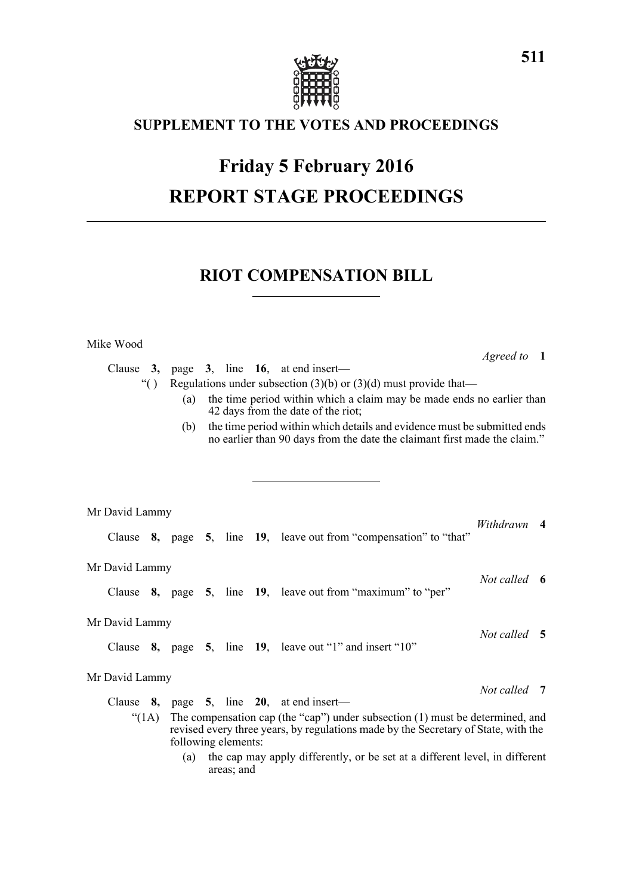## SUPPLEMENT TO THE VOTES AND PROCEEDINGS

# Friday 5 February 2016

# REPORT STAGE PROCEEDINGS

## RIOT COMPENSATION BILL

Mike Wood

*Agreed to* **1**

Clause **3**, page **3**, line **16**, at end insert—

"( ) Regulations under subsection (3)(b) or (3)(d) must provide that—

(a) the time period within which a claim may be made ends no earlier than 42 days from the date of the riot;

(b) the time period within which details and evidence must be submitted ends no earlier than 90 days from the date the claimant first made the claim."

---

Mr David Lammy

*Withdrawn* **4**

Clause **8**, page **5**, line **19**, leave out from "compensation" to "that"

Mr David Lammy

*Not called* **6**

Clause **8**, page **5**, line **19**, leave out from "maximum" to "per"

Mr David Lammy

*Not called* **5**

Clause **8**, page **5**, line **19**, leave out "1" and insert "10"

Mr David Lammy

*Not called* **7**

Clause **8**, page **5**, line **20**, at end insert—

"(1A) The compensation cap (the "cap") under subsection (1) must be determined, and revised every three years, by regulations made by the Secretary of State, with the following elements:

(a) the cap may apply differently, or be set at a different level, in different areas; and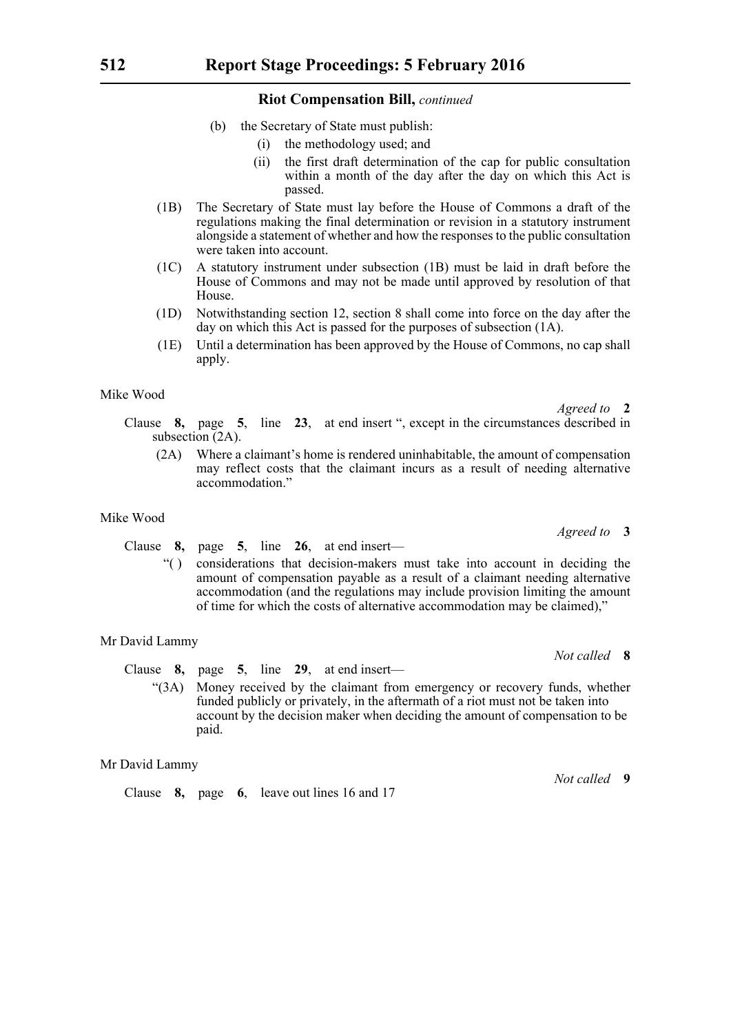**Riot Compensation Bill,** *continued*

(b) the Secretary of State must publish:

(i) the methodology used; and

(ii) the first draft determination of the cap for public consultation within a month of the day after the day on which this Act is passed.

(1B) The Secretary of State must lay before the House of Commons a draft of the regulations making the final determination or revision in a statutory instrument alongside a statement of whether and how the responses to the public consultation were taken into account.

(1C) A statutory instrument under subsection (1B) must be laid in draft before the House of Commons and may not be made until approved by resolution of that House.

(1D) Notwithstanding section 12, section 8 shall come into force on the day after the day on which this Act is passed for the purposes of subsection (1A).

(1E) Until a determination has been approved by the House of Commons, no cap shall apply.

Mike Wood

*Agreed to* **2**

Clause **8,** page **5**, line **23**, at end insert ", except in the circumstances described in subsection (2A).

(2A) Where a claimant's home is rendered uninhabitable, the amount of compensation may reflect costs that the claimant incurs as a result of needing alternative accommodation."

Mike Wood

*Agreed to* **3**

Clause **8,** page **5**, line **26**, at end insert—

"( ) considerations that decision-makers must take into account in deciding the amount of compensation payable as a result of a claimant needing alternative accommodation (and the regulations may include provision limiting the amount of time for which the costs of alternative accommodation may be claimed),"

Mr David Lammy

*Not called* **8**

Clause **8,** page **5**, line **29**, at end insert—

"(3A) Money received by the claimant from emergency or recovery funds, whether funded publicly or privately, in the aftermath of a riot must not be taken into account by the decision maker when deciding the amount of compensation to be paid.

Mr David Lammy

*Not called* **9**

Clause **8,** page **6**, leave out lines 16 and 17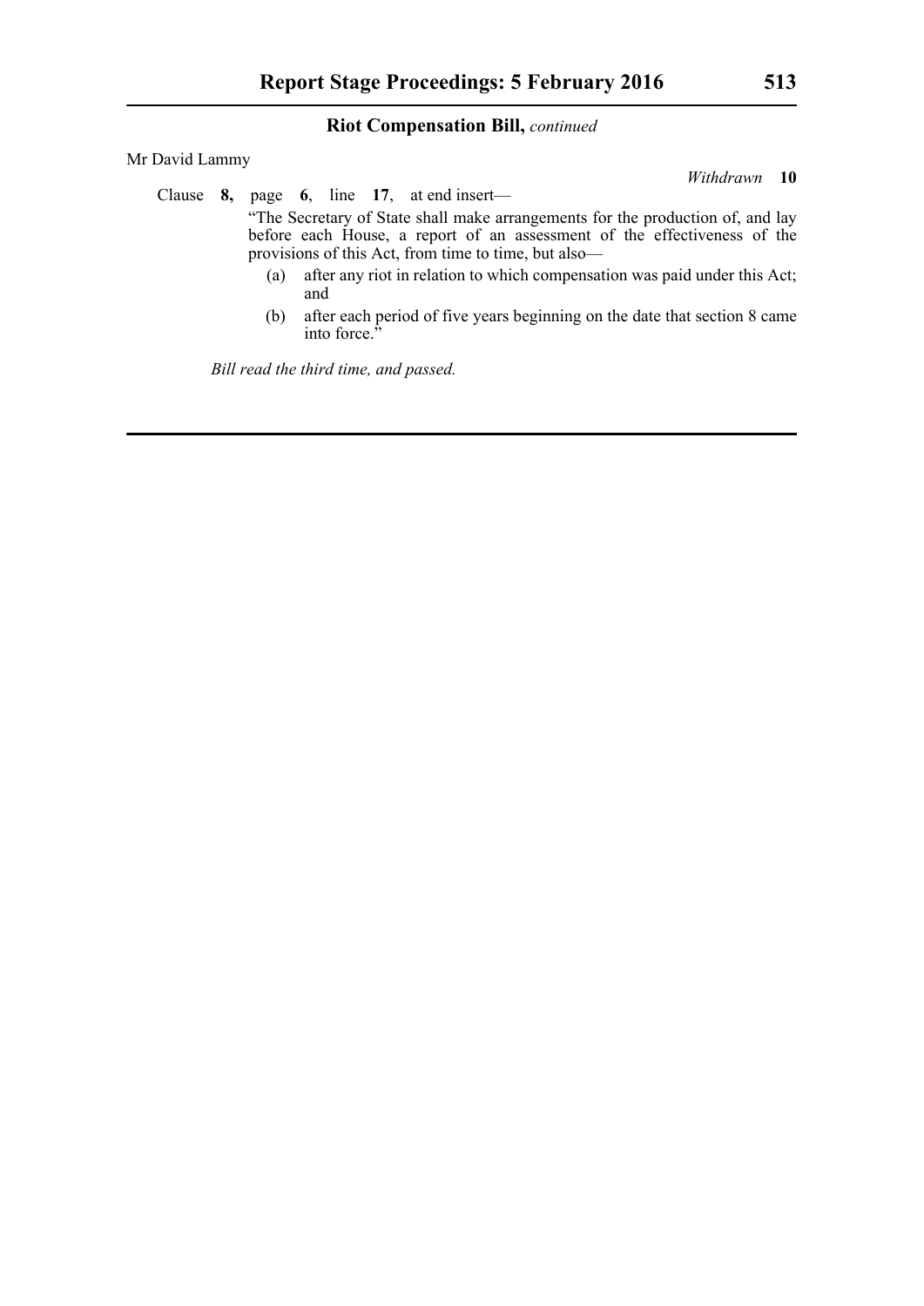**Riot Compensation Bill,** *continued*

Mr David Lammy

*Withdrawn* **10**

Clause **8,** page **6**, line **17**, at end insert—

"The Secretary of State shall make arrangements for the production of, and lay before each House, a report of an assessment of the effectiveness of the provisions of this Act, from time to time, but also—

(a) after any riot in relation to which compensation was paid under this Act; and

(b) after each period of five years beginning on the date that section 8 came into force."

*Bill read the third time, and passed.*